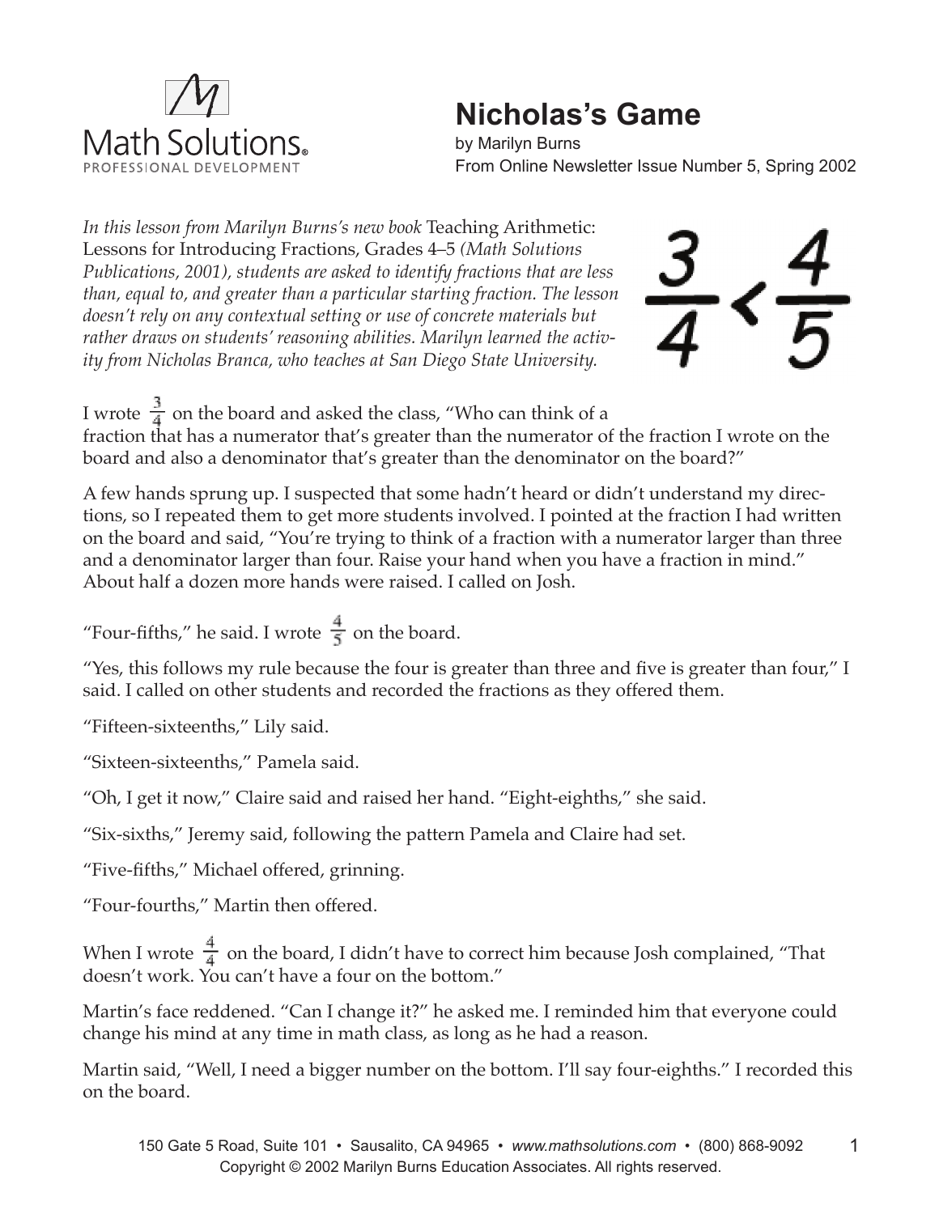# Nicholas's Game

by Marilyn Burns

From Online Newsletter Issue Number 5, Spring 2002

*In this lesson from Marilyn Burns's new book* Teaching Arithmetic: Lessons for Introducing Fractions, Grades 4–5 *(Math Solutions Publications, 2001), students are asked to identify fractions that are less than, equal to, and greater than a particular starting fraction. The lesson doesn't rely on any contextual setting or use of concrete materials but rather draws on students' reasoning abilities. Marilyn learned the activity from Nicholas Branca, who teaches at San Diego State University.*

$$\frac{3}{4} < \frac{4}{5}$$

I wrote $\frac{3}{4}$ on the board and asked the class, "Who can think of a fraction that has a numerator that's greater than the numerator of the fraction I wrote on the board and also a denominator that's greater than the denominator on the board?"

A few hands sprung up. I suspected that some hadn't heard or didn't understand my directions, so I repeated them to get more students involved. I pointed at the fraction I had written on the board and said, "You're trying to think of a fraction with a numerator larger than three and a denominator larger than four. Raise your hand when you have a fraction in mind." About half a dozen more hands were raised. I called on Josh.

"Four-fifths," he said. I wrote $\frac{4}{5}$ on the board.

"Yes, this follows my rule because the four is greater than three and five is greater than four," I said. I called on other students and recorded the fractions as they offered them.

"Fifteen-sixteenths," Lily said.

"Sixteen-sixteenths," Pamela said.

"Oh, I get it now," Claire said and raised her hand. "Eight-eighths," she said.

"Six-sixths," Jeremy said, following the pattern Pamela and Claire had set.

"Five-fifths," Michael offered, grinning.

"Four-fourths," Martin then offered.

When I wrote $\frac{4}{4}$ on the board, I didn't have to correct him because Josh complained, "That doesn't work. You can't have a four on the bottom."

Martin's face reddened. "Can I change it?" he asked me. I reminded him that everyone could change his mind at any time in math class, as long as he had a reason.

Martin said, "Well, I need a bigger number on the bottom. I'll say four-eighths." I recorded this on the board.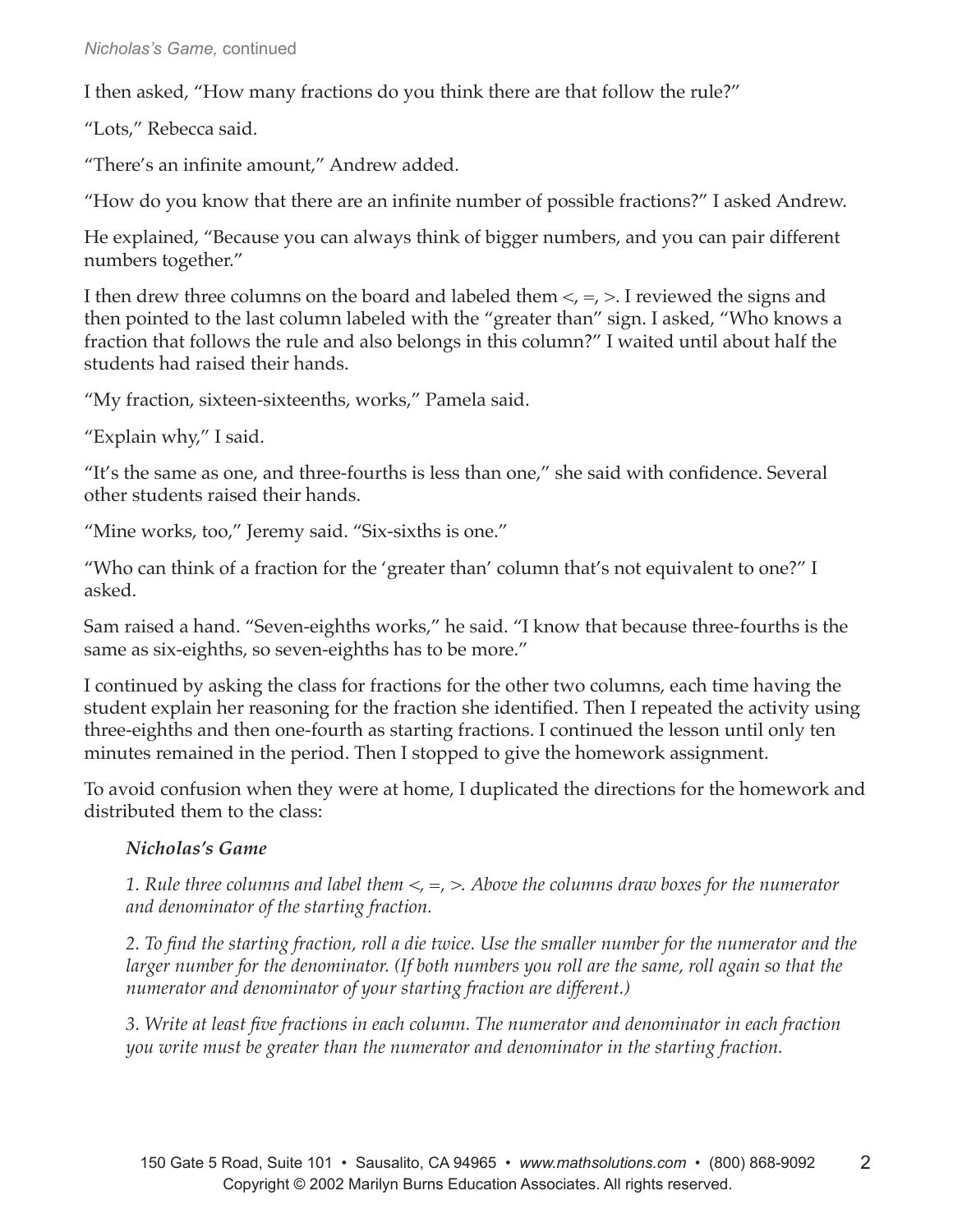I then asked, "How many fractions do you think there are that follow the rule?"

"Lots," Rebecca said.

"There's an infinite amount," Andrew added.

"How do you know that there are an infinite number of possible fractions?" I asked Andrew.

He explained, "Because you can always think of bigger numbers, and you can pair different numbers together."

I then drew three columns on the board and labeled them <, =, >. I reviewed the signs and then pointed to the last column labeled with the "greater than" sign. I asked, "Who knows a fraction that follows the rule and also belongs in this column?" I waited until about half the students had raised their hands.

"My fraction, sixteen-sixteenths, works," Pamela said.

"Explain why," I said.

"It's the same as one, and three-fourths is less than one," she said with confidence. Several other students raised their hands.

"Mine works, too," Jeremy said. "Six-sixths is one."

"Who can think of a fraction for the 'greater than' column that's not equivalent to one?" I asked.

Sam raised a hand. "Seven-eighths works," he said. "I know that because three-fourths is the same as six-eighths, so seven-eighths has to be more."

I continued by asking the class for fractions for the other two columns, each time having the student explain her reasoning for the fraction she identified. Then I repeated the activity using three-eighths and then one-fourth as starting fractions. I continued the lesson until only ten minutes remained in the period. Then I stopped to give the homework assignment.

To avoid confusion when they were at home, I duplicated the directions for the homework and distributed them to the class:

> ***Nicholas's Game***
>
> *1. Rule three columns and label them <, =, >. Above the columns draw boxes for the numerator and denominator of the starting fraction.*
>
> *2. To find the starting fraction, roll a die twice. Use the smaller number for the numerator and the larger number for the denominator. (If both numbers you roll are the same, roll again so that the numerator and denominator of your starting fraction are different.)*
>
> *3. Write at least five fractions in each column. The numerator and denominator in each fraction you write must be greater than the numerator and denominator in the starting fraction.*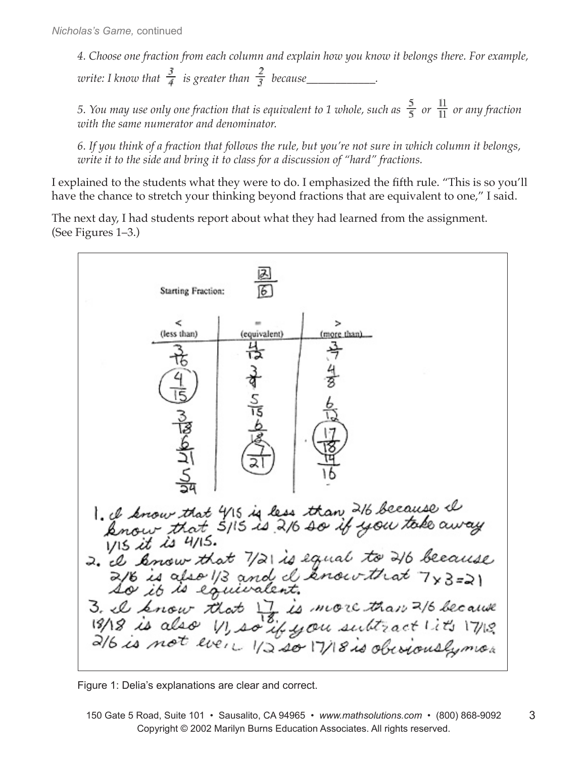*4. Choose one fraction from each column and explain how you know it belongs there. For example, write: I know that $\frac{3}{4}$ is greater than $\frac{2}{3}$ because\_\_\_\_\_\_\_\_\_\_\_\_.*

*5. You may use only one fraction that is equivalent to 1 whole, such as $\frac{5}{5}$ or $\frac{11}{11}$ or any fraction with the same numerator and denominator.*

*6. If you think of a fraction that follows the rule, but you're not sure in which column it belongs, write it to the side and bring it to class for a discussion of "hard" fractions.*

I explained to the students what they were to do. I emphasized the fifth rule. "This is so you'll have the chance to stretch your thinking beyond fractions that are equivalent to one," I said.

The next day, I had students report about what they had learned from the assignment. (See Figures 1–3.)

Starting Fraction: $\frac{2}{6}$

| < (less than) | = (equivalent) | > (more than) |
|---|---|---|
| $\frac{3}{16}$ | $\frac{4}{12}$ | $\frac{3}{7}$ |
| $\frac{4}{15}$ | $\frac{3}{9}$ | $\frac{4}{8}$ |
| $\frac{3}{18}$ | $\frac{5}{15}$ | $\frac{6}{12}$ |
| $\frac{6}{21}$ | $\frac{6}{18}$ | $\frac{17}{18}$ |
| $\frac{5}{24}$ | $\frac{7}{21}$ | $\frac{14}{16}$ |

1. I know that 4/15 is less than 2/6 because I know that 5/15 is 2/6 so if you take away 1/15 it is 4/15.
2. I know that 7/21 is equal to 2/6 because 2/6 is also 1/3 and I know that 7x3=21 so it is equivalent.
3. I know that 17/18 is more than 2/6 because 18/18 is also 1/1, so if you subtract 1 it's 17/18 2/6 is not even 1/2 so 17/18 is obviously more

Figure 1: Delia's explanations are clear and correct.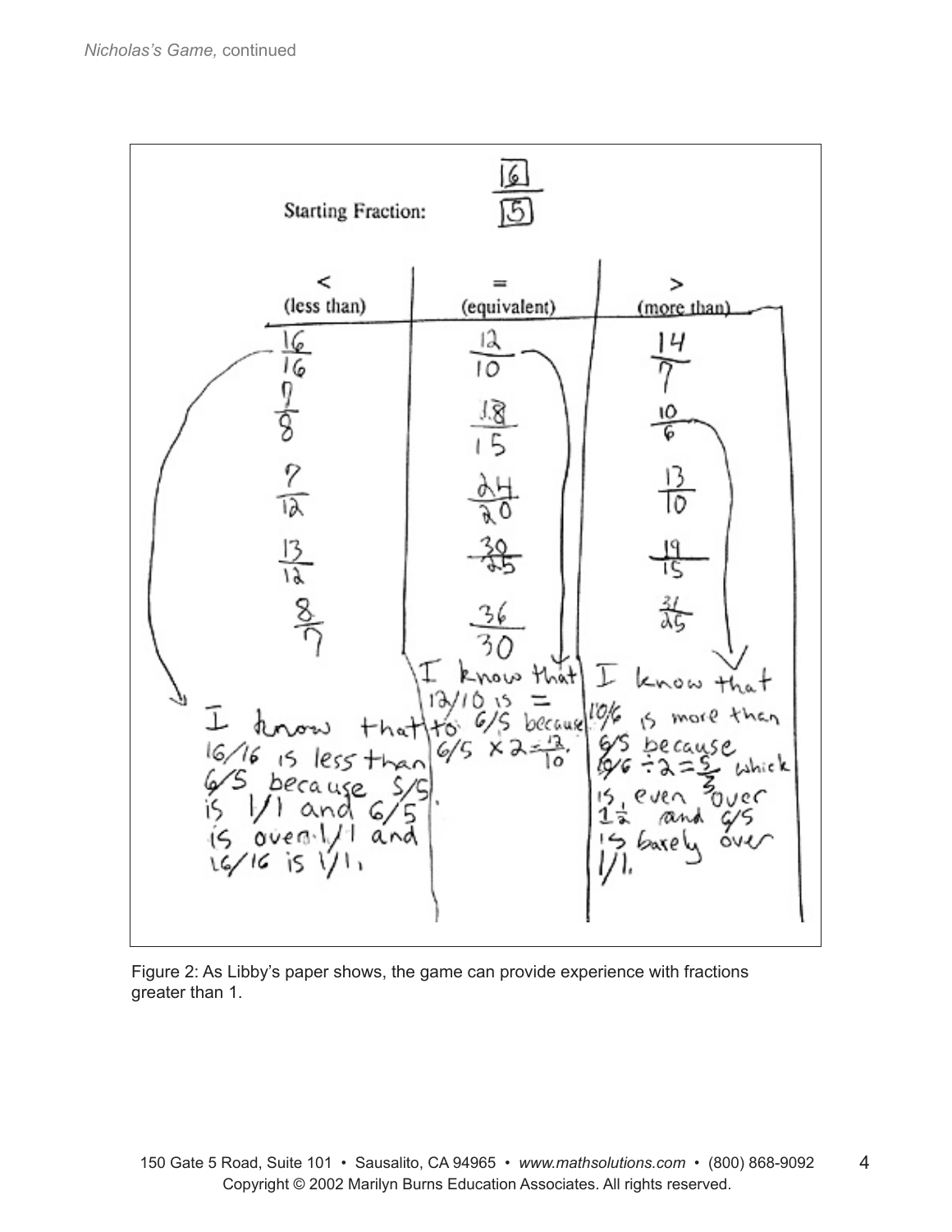Starting Fraction: $\frac{16}{5}$

| < (less than) | = (equivalent) | > (more than) |
| --- | --- | --- |
| $\frac{16}{16}$ | $\frac{12}{10}$ | $\frac{14}{7}$ |
| $\frac{7}{8}$ | $\frac{18}{15}$ | $\frac{10}{6}$ |
| $\frac{7}{12}$ | $\frac{24}{20}$ | $\frac{13}{10}$ |
| $\frac{13}{12}$ | $\frac{30}{25}$ | $\frac{19}{15}$ |
| $\frac{8}{7}$ | $\frac{36}{30}$ | $\frac{31}{25}$ |
| I know that 16/16 is less than 6/5 because 5/5 is 1/1 and 6/5 is over 1/1 and 16/16 is 1/1. | I know that 12/10 is = to 6/5 because 6/5 × 2 = 12/10. | I know that 10/6 is more than 6/5 because 10/6 ÷ 2 = 5/3 which is even over $1\frac{1}{2}$ and 6/5 is barely over 1/1. |

Figure 2: As Libby's paper shows, the game can provide experience with fractions greater than 1.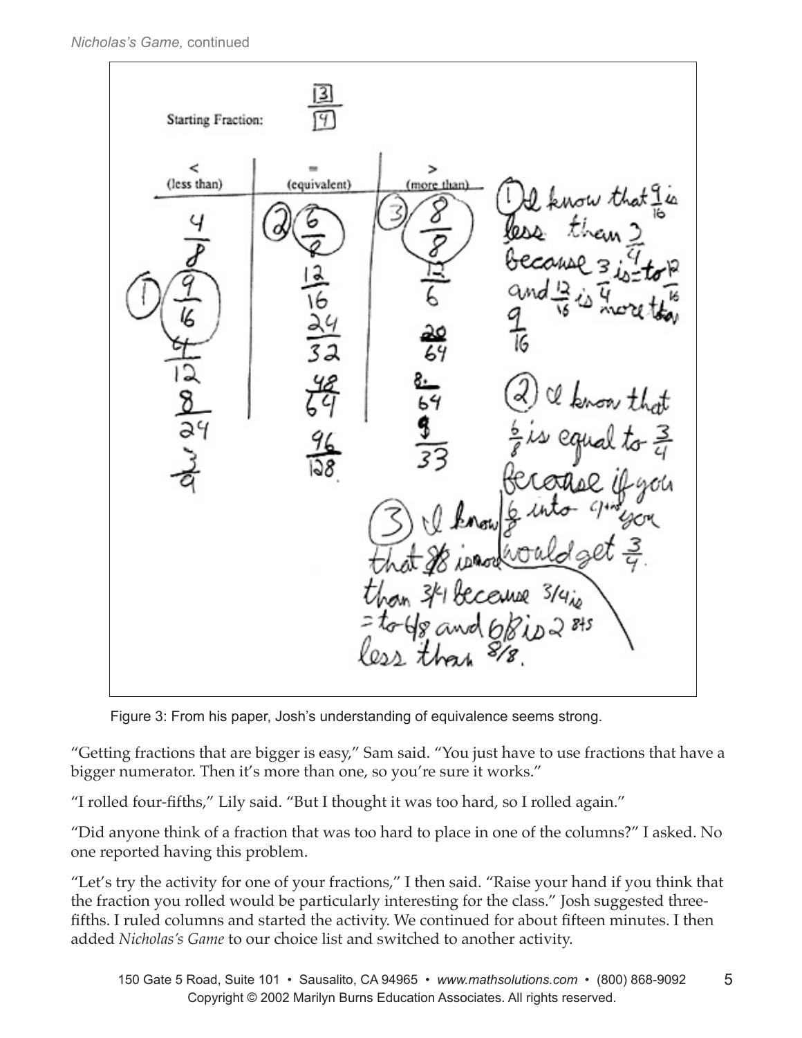Starting Fraction: $\frac{3}{4}$

| < (less than) | = (equivalent) | > (more than) |
|---|---|---|
| $\frac{4}{8}$ | ② $\frac{6}{8}$ | ③ $\frac{8}{8}$ |
| ① $\frac{9}{16}$ | $\frac{12}{16}$ | $\frac{12}{6}$ |
| $\frac{4}{12}$ | $\frac{24}{32}$ | $\frac{20}{64}$ |
| $\frac{8}{24}$ | $\frac{48}{64}$ | $\frac{8}{64}$ |
| $\frac{3}{9}$ | $\frac{96}{128}$ | $\frac{9}{33}$ |

① I know that 9/16 is less than 3/4 because 3/4 is = to 12/16 and 12/16 is more than 9/16

② I know that 6/8 is equal to 3/4 because if you 6/8 into 4ths you would get 3/4.

③ I know that 8/8 is more than 3/4 because 3/4 is = to 6/8 and 6/8 is 2 8ths less than 8/8.

Figure 3: From his paper, Josh's understanding of equivalence seems strong.

"Getting fractions that are bigger is easy," Sam said. "You just have to use fractions that have a bigger numerator. Then it's more than one, so you're sure it works."

"I rolled four-fifths," Lily said. "But I thought it was too hard, so I rolled again."

"Did anyone think of a fraction that was too hard to place in one of the columns?" I asked. No one reported having this problem.

"Let's try the activity for one of your fractions," I then said. "Raise your hand if you think that the fraction you rolled would be particularly interesting for the class." Josh suggested three-fifths. I ruled columns and started the activity. We continued for about fifteen minutes. I then added *Nicholas's Game* to our choice list and switched to another activity.

150 Gate 5 Road, Suite 101 • Sausalito, CA 94965 • *www.mathsolutions.com* • (800) 868-9092
Copyright © 2002 Marilyn Burns Education Associates. All rights reserved.